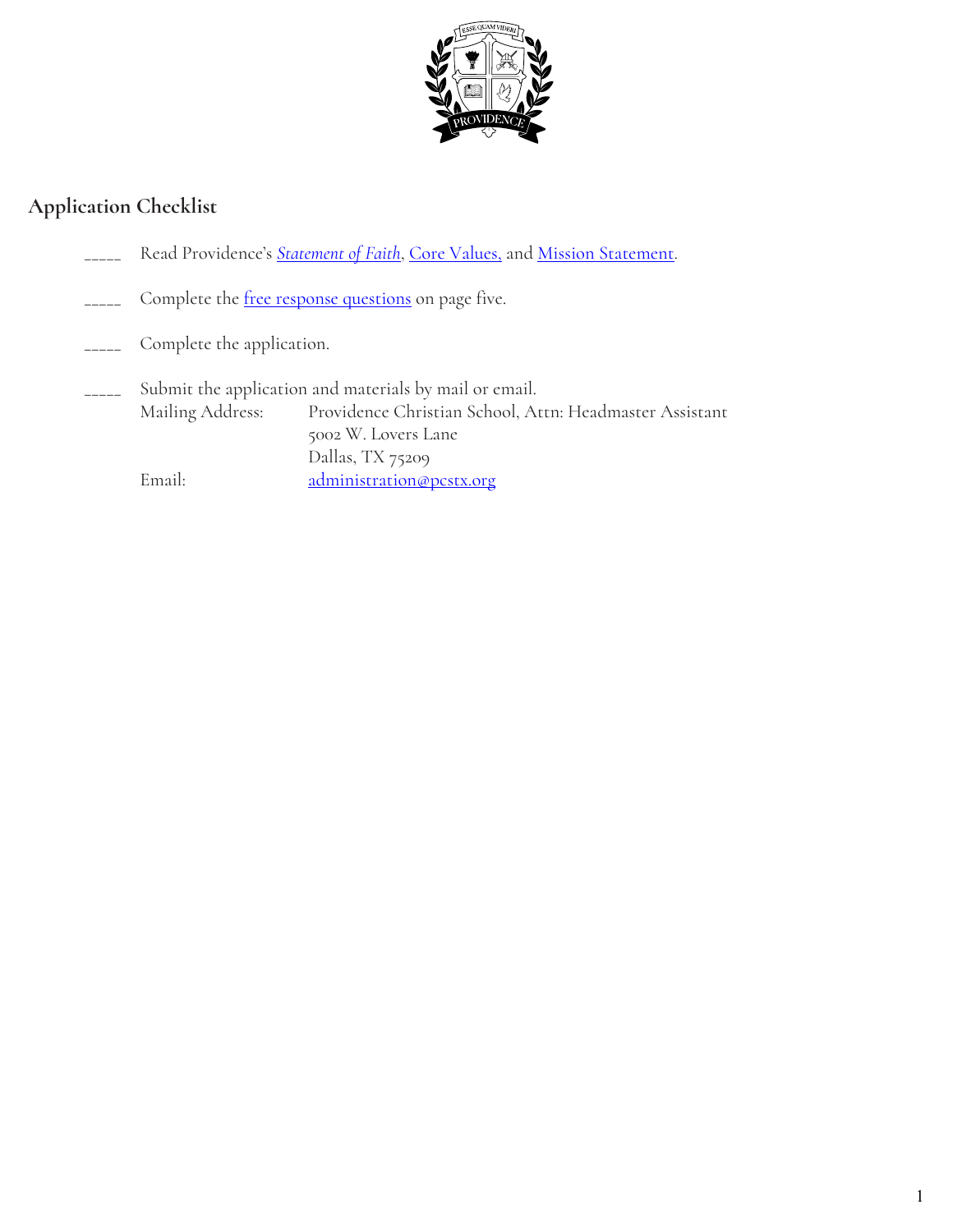## Application Checklist

_____ Read Providence's *Statement of Faith*, Core Values, and Mission Statement.

_____ Complete the free response questions on page five.

_____ Complete the application.

_____ Submit the application and materials by mail or email.

| | |
|---|---|
| Mailing Address: | Providence Christian School, Attn: Headmaster Assistant<br>5002 W. Lovers Lane<br>Dallas, TX 75209 |
| Email: | administration@pcstx.org |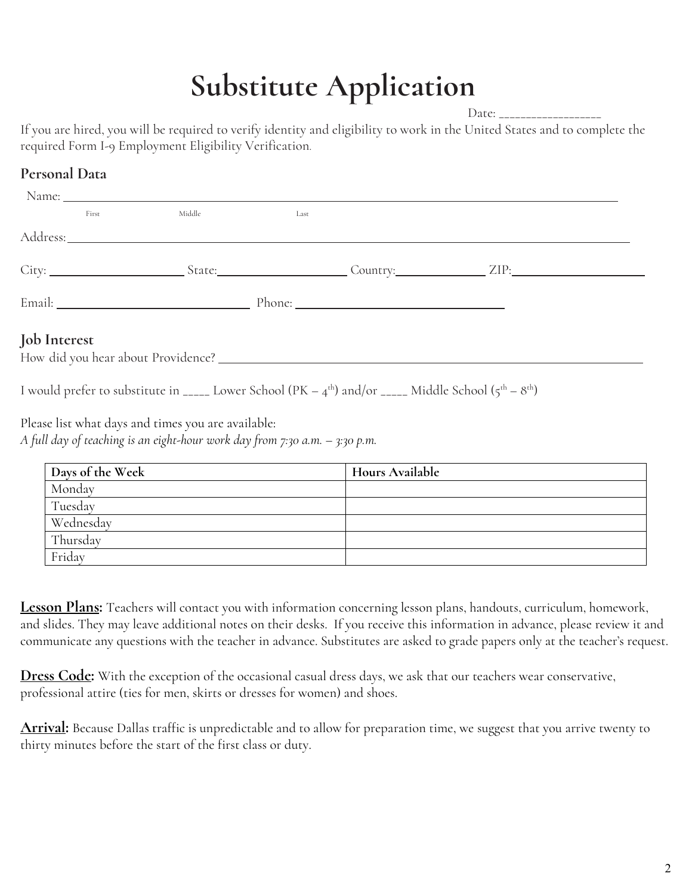# Substitute Application

Date: __________________

If you are hired, you will be required to verify identity and eligibility to work in the United States and to complete the required Form I-9 Employment Eligibility Verification.

## Personal Data

Name: ________________________________________________
First Middle Last

Address: ________________________________________________

City: ____________ State: ____________ Country: ____________ ZIP: ____________

Email: ____________________ Phone: ____________________

## Job Interest

How did you hear about Providence? ________________________________________________

I would prefer to substitute in _____ Lower School (PK – 4th) and/or _____ Middle School (5th – 8th)

Please list what days and times you are available:
*A full day of teaching is an eight-hour work day from 7:30 a.m. – 3:30 p.m.*

| Days of the Week | Hours Available |
| --- | --- |
| Monday | |
| Tuesday | |
| Wednesday | |
| Thursday | |
| Friday | |

**Lesson Plans:** Teachers will contact you with information concerning lesson plans, handouts, curriculum, homework, and slides. They may leave additional notes on their desks. If you receive this information in advance, please review it and communicate any questions with the teacher in advance. Substitutes are asked to grade papers only at the teacher's request.

**Dress Code:** With the exception of the occasional casual dress days, we ask that our teachers wear conservative, professional attire (ties for men, skirts or dresses for women) and shoes.

**Arrival:** Because Dallas traffic is unpredictable and to allow for preparation time, we suggest that you arrive twenty to thirty minutes before the start of the first class or duty.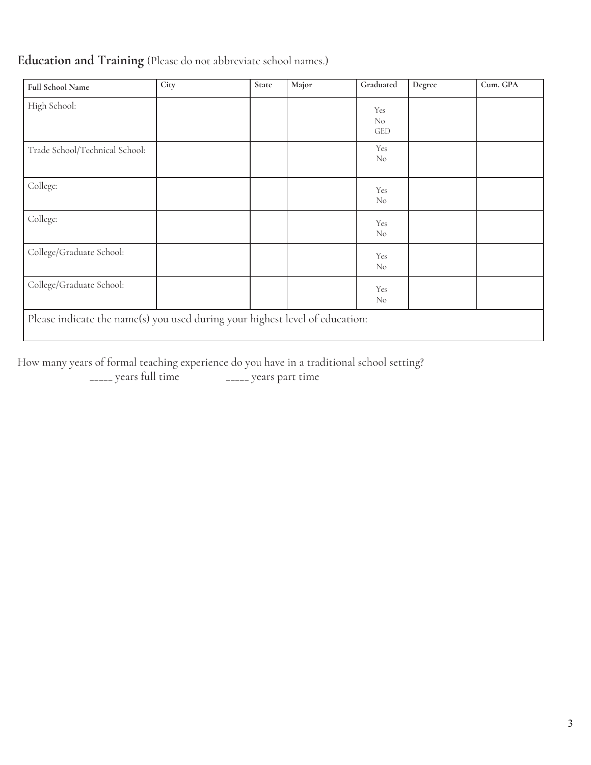## **Education and Training** (Please do not abbreviate school names.)

| **Full School Name** | **City** | **State** | **Major** | **Graduated** | **Degree** | **Cum. GPA** |
|---|---|---|---|---|---|---|
| High School: | | | | Yes<br>No<br>GED | | |
| Trade School/Technical School: | | | | Yes<br>No | | |
| College: | | | | Yes<br>No | | |
| College: | | | | Yes<br>No | | |
| College/Graduate School: | | | | Yes<br>No | | |
| College/Graduate School: | | | | Yes<br>No | | |
| Please indicate the name(s) you used during your highest level of education: | | | | | | |

How many years of formal teaching experience do you have in a traditional school setting?

_____ years full time          _____ years part time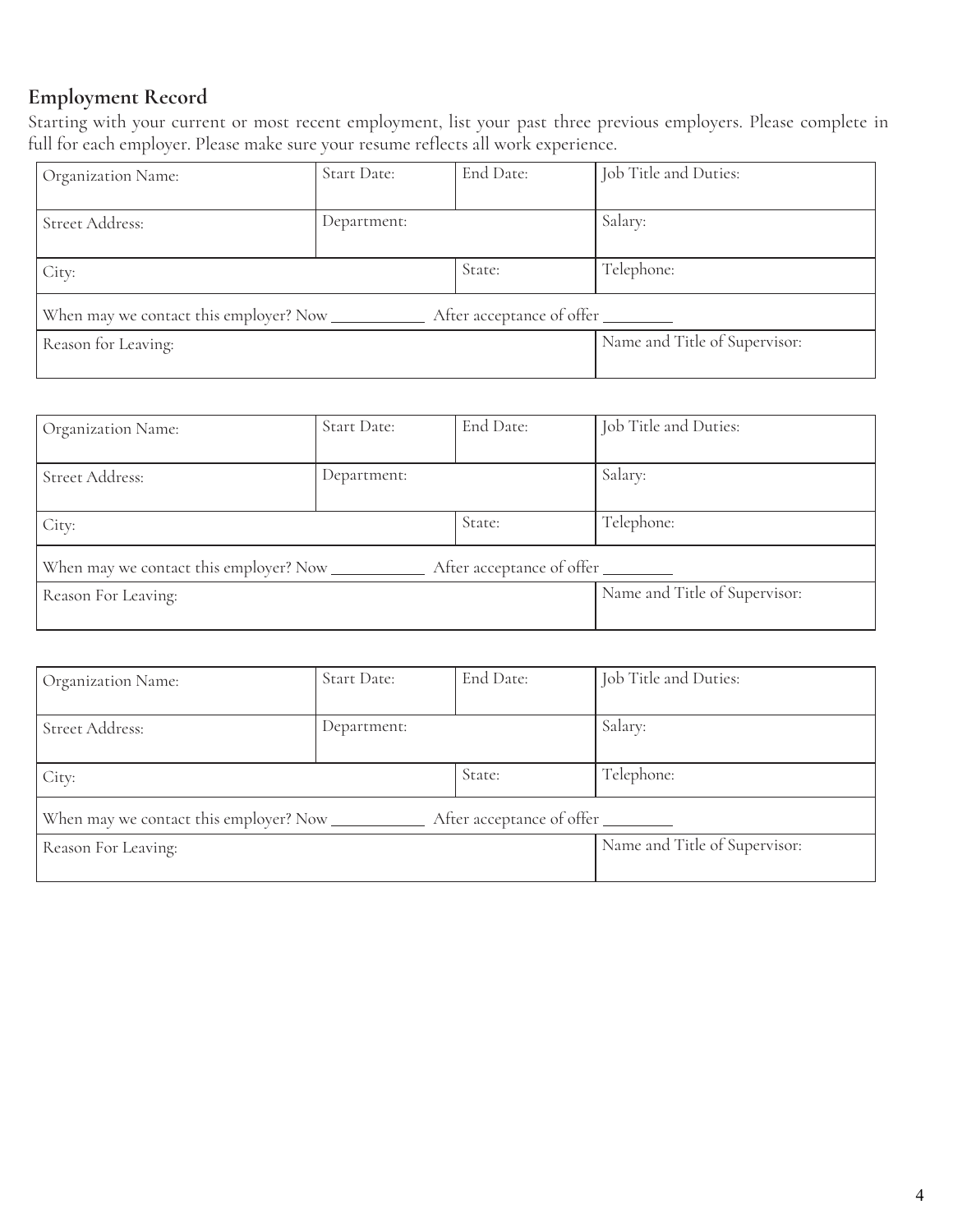## Employment Record

Starting with your current or most recent employment, list your past three previous employers. Please complete in full for each employer. Please make sure your resume reflects all work experience.

| Organization Name: | Start Date: | End Date: | Job Title and Duties: |
|---|---|---|---|
| Street Address: | Department: | | Salary: |
| City: | | State: | Telephone: |
| When may we contact this employer? Now ___________ After acceptance of offer ________ | | | |
| Reason for Leaving: | | | Name and Title of Supervisor: |

| Organization Name: | Start Date: | End Date: | Job Title and Duties: |
|---|---|---|---|
| Street Address: | Department: | | Salary: |
| City: | | State: | Telephone: |
| When may we contact this employer? Now ___________ After acceptance of offer ________ | | | |
| Reason For Leaving: | | | Name and Title of Supervisor: |

| Organization Name: | Start Date: | End Date: | Job Title and Duties: |
|---|---|---|---|
| Street Address: | Department: | | Salary: |
| City: | | State: | Telephone: |
| When may we contact this employer? Now ___________ After acceptance of offer ________ | | | |
| Reason For Leaving: | | | Name and Title of Supervisor: |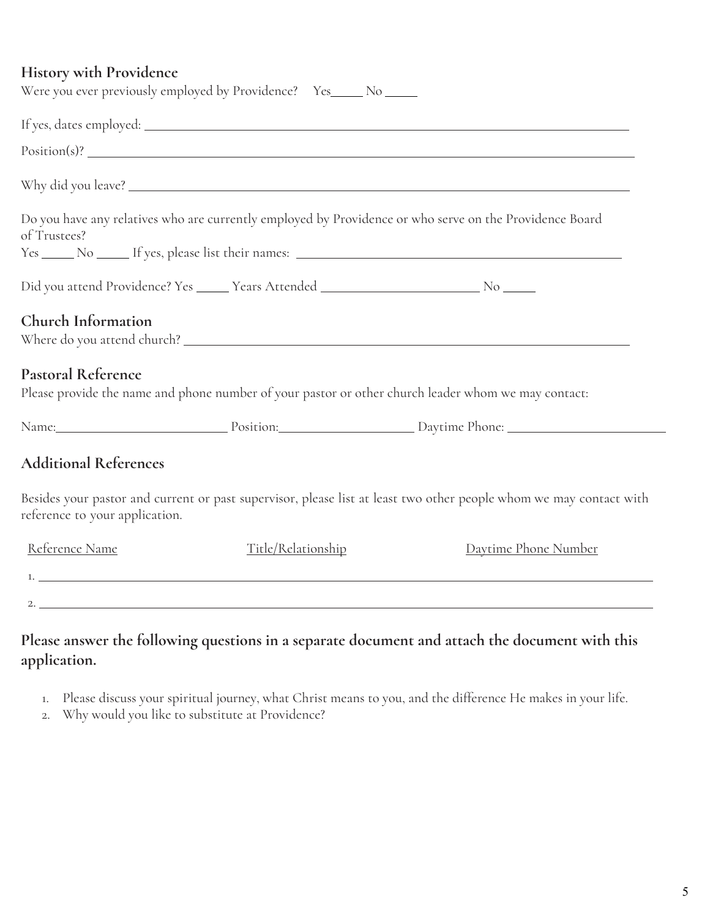## History with Providence

Were you ever previously employed by Providence? Yes_____ No _____

If yes, dates employed: ________________________________________________________________

Position(s)? ________________________________________________________________

Why did you leave? ________________________________________________________________

Do you have any relatives who are currently employed by Providence or who serve on the Providence Board of Trustees?

Yes _____ No _____ If yes, please list their names: ______________________________________________

Did you attend Providence? Yes _____ Years Attended ________________________ No _____

## Church Information

Where do you attend church? ________________________________________________________________

## Pastoral Reference

Please provide the name and phone number of your pastor or other church leader whom we may contact:

Name:________________________ Position:____________________ Daytime Phone: ________________________

## Additional References

Besides your pastor and current or past supervisor, please list at least two other people whom we may contact with reference to your application.

| Reference Name | Title/Relationship | Daytime Phone Number |
|---|---|---|
| 1. | | |
| 2. | | |

**Please answer the following questions in a separate document and attach the document with this application.**

1. Please discuss your spiritual journey, what Christ means to you, and the difference He makes in your life.
2. Why would you like to substitute at Providence?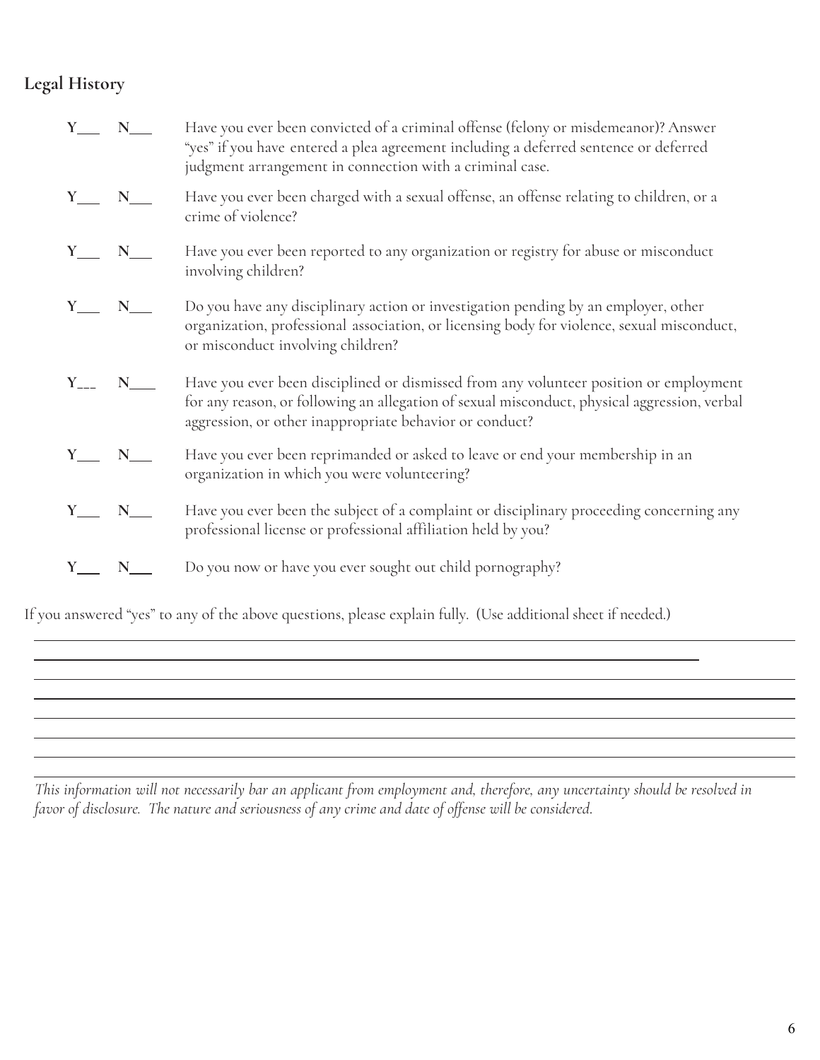## Legal History

Y___ N___ Have you ever been convicted of a criminal offense (felony or misdemeanor)? Answer "yes" if you have entered a plea agreement including a deferred sentence or deferred judgment arrangement in connection with a criminal case.

Y___ N___ Have you ever been charged with a sexual offense, an offense relating to children, or a crime of violence?

Y___ N___ Have you ever been reported to any organization or registry for abuse or misconduct involving children?

Y___ N___ Do you have any disciplinary action or investigation pending by an employer, other organization, professional association, or licensing body for violence, sexual misconduct, or misconduct involving children?

Y___ N___ Have you ever been disciplined or dismissed from any volunteer position or employment for any reason, or following an allegation of sexual misconduct, physical aggression, verbal aggression, or other inappropriate behavior or conduct?

Y___ N___ Have you ever been reprimanded or asked to leave or end your membership in an organization in which you were volunteering?

Y___ N___ Have you ever been the subject of a complaint or disciplinary proceeding concerning any professional license or professional affiliation held by you?

Y___ N___ Do you now or have you ever sought out child pornography?

If you answered "yes" to any of the above questions, please explain fully. (Use additional sheet if needed.)

________________________________________________________________________________

________________________________________________________________________________

________________________________________________________________________________

________________________________________________________________________________

________________________________________________________________________________

________________________________________________________________________________

________________________________________________________________________________

________________________________________________________________________________

*This information will not necessarily bar an applicant from employment and, therefore, any uncertainty should be resolved in favor of disclosure. The nature and seriousness of any crime and date of offense will be considered.*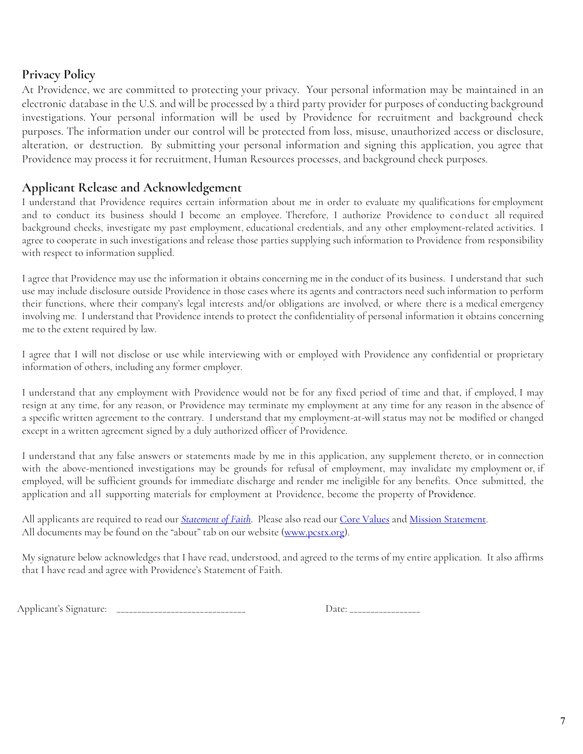## Privacy Policy

At Providence, we are committed to protecting your privacy. Your personal information may be maintained in an electronic database in the U.S. and will be processed by a third party provider for purposes of conducting background investigations. Your personal information will be used by Providence for recruitment and background check purposes. The information under our control will be protected from loss, misuse, unauthorized access or disclosure, alteration, or destruction. By submitting your personal information and signing this application, you agree that Providence may process it for recruitment, Human Resources processes, and background check purposes.

## Applicant Release and Acknowledgement

I understand that Providence requires certain information about me in order to evaluate my qualifications for employment and to conduct its business should I become an employee. Therefore, I authorize Providence to conduct all required background checks, investigate my past employment, educational credentials, and any other employment-related activities. I agree to cooperate in such investigations and release those parties supplying such information to Providence from responsibility with respect to information supplied.

I agree that Providence may use the information it obtains concerning me in the conduct of its business. I understand that such use may include disclosure outside Providence in those cases where its agents and contractors need such information to perform their functions, where their company's legal interests and/or obligations are involved, or where there is a medical emergency involving me. I understand that Providence intends to protect the confidentiality of personal information it obtains concerning me to the extent required by law.

I agree that I will not disclose or use while interviewing with or employed with Providence any confidential or proprietary information of others, including any former employer.

I understand that any employment with Providence would not be for any fixed period of time and that, if employed, I may resign at any time, for any reason, or Providence may terminate my employment at any time for any reason in the absence of a specific written agreement to the contrary. I understand that my employment-at-will status may not be modified or changed except in a written agreement signed by a duly authorized officer of Providence.

I understand that any false answers or statements made by me in this application, any supplement thereto, or in connection with the above-mentioned investigations may be grounds for refusal of employment, may invalidate my employment or, if employed, will be sufficient grounds for immediate discharge and render me ineligible for any benefits. Once submitted, the application and all supporting materials for employment at Providence, become the property of Providence.

All applicants are required to read our *Statement of Faith*. Please also read our Core Values and Mission Statement. All documents may be found on the "about" tab on our website (www.pcstx.org).

My signature below acknowledges that I have read, understood, and agreed to the terms of my entire application. It also affirms that I have read and agree with Providence's Statement of Faith.

Applicant's Signature: ____________________________ Date: ________________